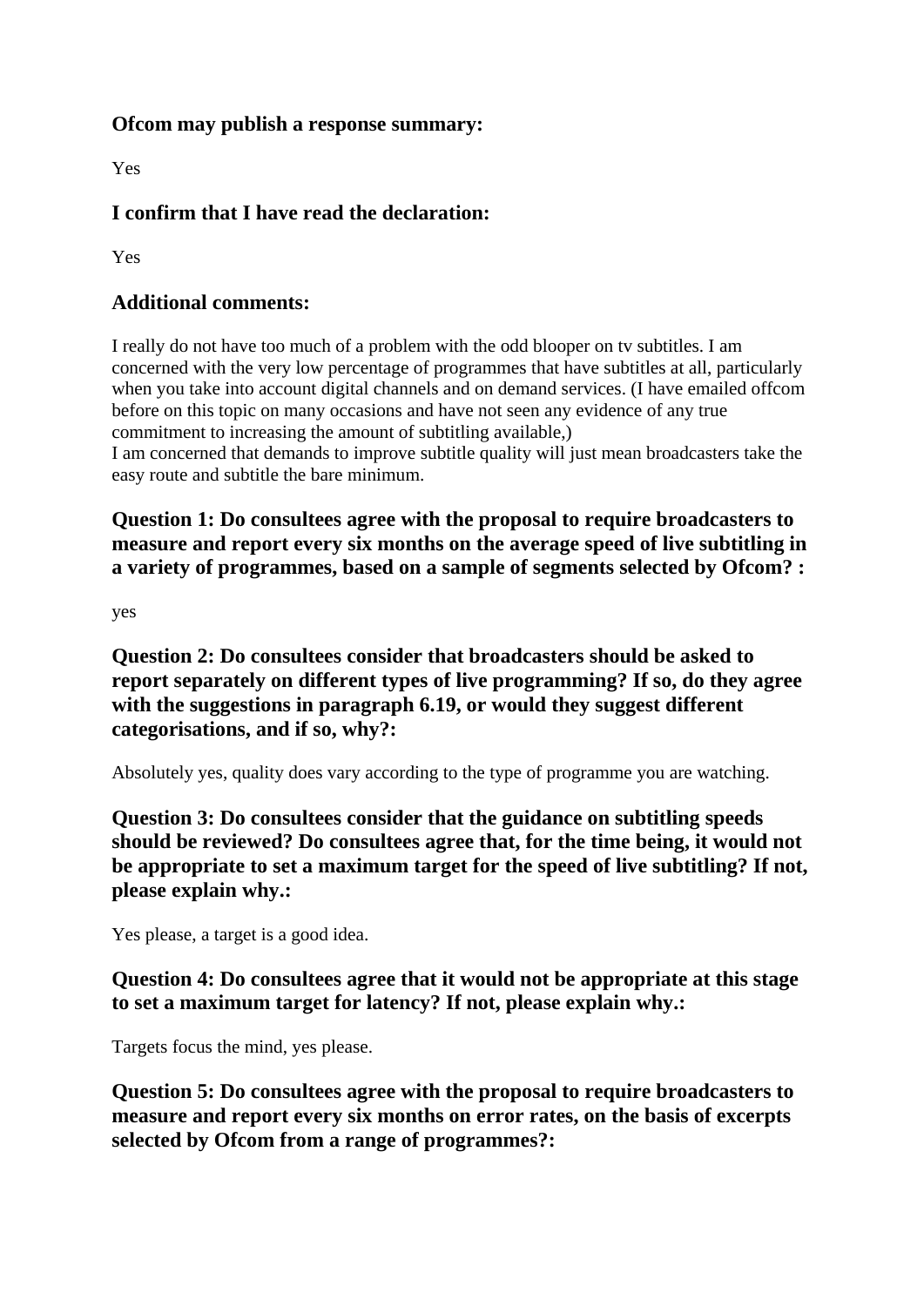### Ofcom may publish a response summary:

Yes

### I confirm that I have read the declaration:

Yes

### Additional comments:

I really do not have too much of a problem with the odd blooper on tv subtitles. I am concerned with the very low percentage of programmes that have subtitles at all, particularly when you take into account digital channels and on demand services. (I have emailed offcom before on this topic on many occasions and have not seen any evidence of any true commitment to increasing the amount of subtitling available,)
I am concerned that demands to improve subtitle quality will just mean broadcasters take the easy route and subtitle the bare minimum.

### Question 1: Do consultees agree with the proposal to require broadcasters to measure and report every six months on the average speed of live subtitling in a variety of programmes, based on a sample of segments selected by Ofcom? :

yes

### Question 2: Do consultees consider that broadcasters should be asked to report separately on different types of live programming? If so, do they agree with the suggestions in paragraph 6.19, or would they suggest different categorisations, and if so, why?:

Absolutely yes, quality does vary according to the type of programme you are watching.

### Question 3: Do consultees consider that the guidance on subtitling speeds should be reviewed? Do consultees agree that, for the time being, it would not be appropriate to set a maximum target for the speed of live subtitling? If not, please explain why.:

Yes please, a target is a good idea.

### Question 4: Do consultees agree that it would not be appropriate at this stage to set a maximum target for latency? If not, please explain why.:

Targets focus the mind, yes please.

### Question 5: Do consultees agree with the proposal to require broadcasters to measure and report every six months on error rates, on the basis of excerpts selected by Ofcom from a range of programmes?: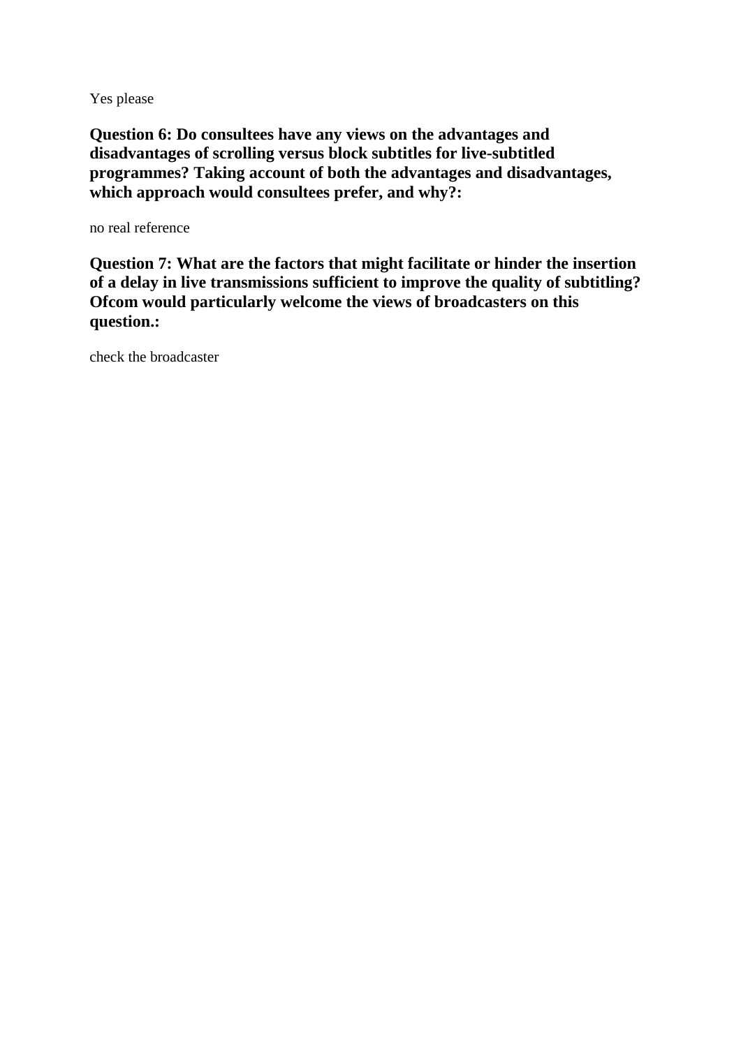Yes please

**Question 6: Do consultees have any views on the advantages and disadvantages of scrolling versus block subtitles for live-subtitled programmes? Taking account of both the advantages and disadvantages, which approach would consultees prefer, and why?:**

no real reference

**Question 7: What are the factors that might facilitate or hinder the insertion of a delay in live transmissions sufficient to improve the quality of subtitling? Ofcom would particularly welcome the views of broadcasters on this question.:**

check the broadcaster